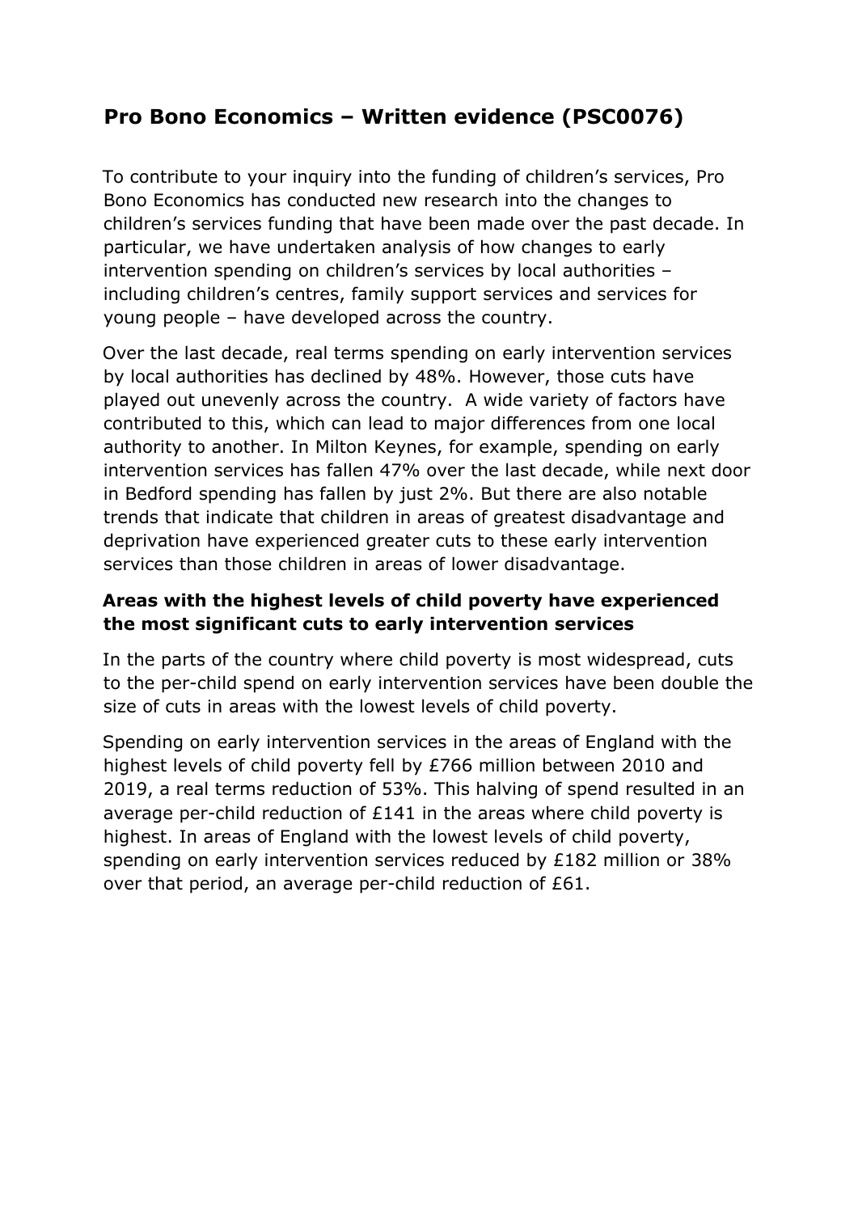# Pro Bono Economics – Written evidence (PSC0076)

To contribute to your inquiry into the funding of children's services, Pro Bono Economics has conducted new research into the changes to children's services funding that have been made over the past decade. In particular, we have undertaken analysis of how changes to early intervention spending on children's services by local authorities – including children's centres, family support services and services for young people – have developed across the country.

Over the last decade, real terms spending on early intervention services by local authorities has declined by 48%. However, those cuts have played out unevenly across the country. A wide variety of factors have contributed to this, which can lead to major differences from one local authority to another. In Milton Keynes, for example, spending on early intervention services has fallen 47% over the last decade, while next door in Bedford spending has fallen by just 2%. But there are also notable trends that indicate that children in areas of greatest disadvantage and deprivation have experienced greater cuts to these early intervention services than those children in areas of lower disadvantage.

### Areas with the highest levels of child poverty have experienced the most significant cuts to early intervention services

In the parts of the country where child poverty is most widespread, cuts to the per-child spend on early intervention services have been double the size of cuts in areas with the lowest levels of child poverty.

Spending on early intervention services in the areas of England with the highest levels of child poverty fell by £766 million between 2010 and 2019, a real terms reduction of 53%. This halving of spend resulted in an average per-child reduction of £141 in the areas where child poverty is highest. In areas of England with the lowest levels of child poverty, spending on early intervention services reduced by £182 million or 38% over that period, an average per-child reduction of £61.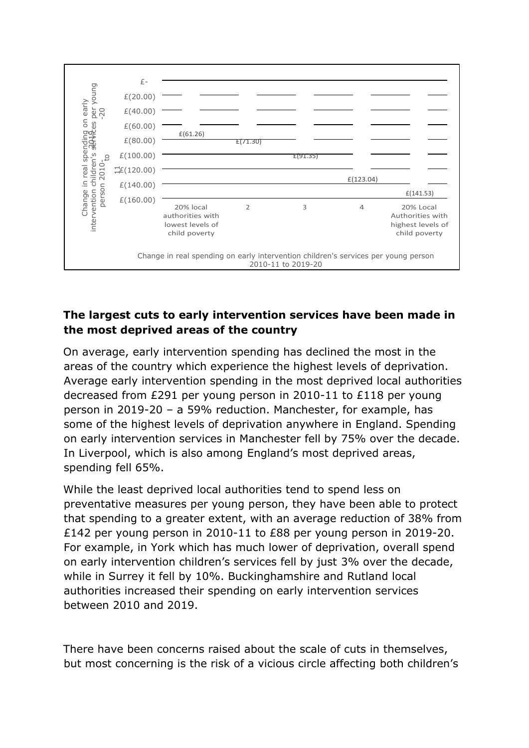| Local authorities (by child poverty quintile) | Change in real spending on early intervention children's services per young person 2010-11 to 2019-20 |
|---|---|
| 20% local authorities with lowest levels of child poverty | £(61.26) |
| 2 | £(71.30) |
| 3 | £(91.35) |
| 4 | £(123.04) |
| 20% Local Authorities with highest levels of child poverty | £(141.53) |

Change in real spending on early intervention children's services per young person 2010-11 to 2019-20

**The largest cuts to early intervention services have been made in the most deprived areas of the country**

On average, early intervention spending has declined the most in the areas of the country which experience the highest levels of deprivation. Average early intervention spending in the most deprived local authorities decreased from £291 per young person in 2010-11 to £118 per young person in 2019-20 – a 59% reduction. Manchester, for example, has some of the highest levels of deprivation anywhere in England. Spending on early intervention services in Manchester fell by 75% over the decade. In Liverpool, which is also among England's most deprived areas, spending fell 65%.

While the least deprived local authorities tend to spend less on preventative measures per young person, they have been able to protect that spending to a greater extent, with an average reduction of 38% from £142 per young person in 2010-11 to £88 per young person in 2019-20. For example, in York which has much lower of deprivation, overall spend on early intervention children's services fell by just 3% over the decade, while in Surrey it fell by 10%. Buckinghamshire and Rutland local authorities increased their spending on early intervention services between 2010 and 2019.

There have been concerns raised about the scale of cuts in themselves, but most concerning is the risk of a vicious circle affecting both children's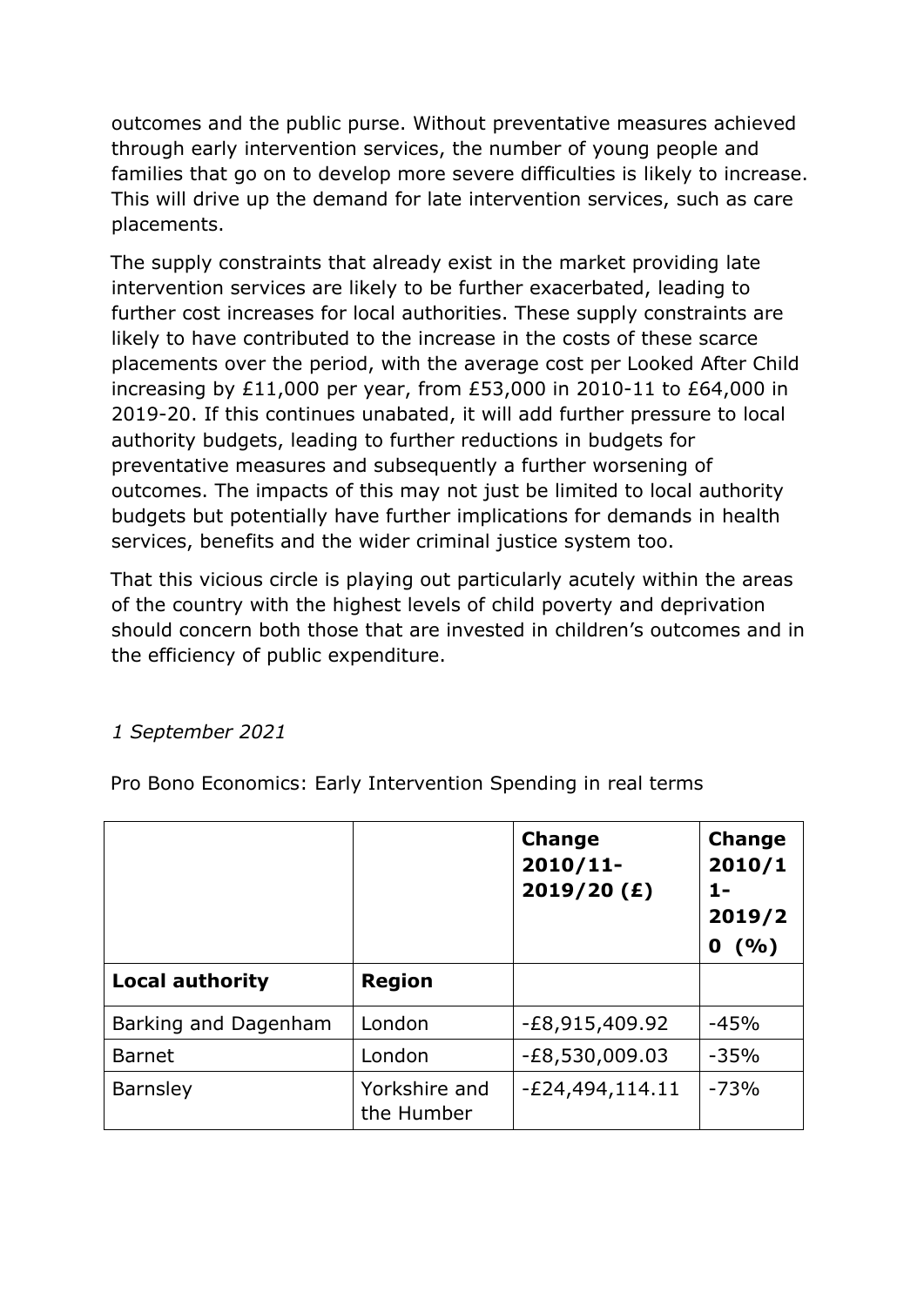outcomes and the public purse. Without preventative measures achieved through early intervention services, the number of young people and families that go on to develop more severe difficulties is likely to increase. This will drive up the demand for late intervention services, such as care placements.

The supply constraints that already exist in the market providing late intervention services are likely to be further exacerbated, leading to further cost increases for local authorities. These supply constraints are likely to have contributed to the increase in the costs of these scarce placements over the period, with the average cost per Looked After Child increasing by £11,000 per year, from £53,000 in 2010-11 to £64,000 in 2019-20. If this continues unabated, it will add further pressure to local authority budgets, leading to further reductions in budgets for preventative measures and subsequently a further worsening of outcomes. The impacts of this may not just be limited to local authority budgets but potentially have further implications for demands in health services, benefits and the wider criminal justice system too.

That this vicious circle is playing out particularly acutely within the areas of the country with the highest levels of child poverty and deprivation should concern both those that are invested in children's outcomes and in the efficiency of public expenditure.

*1 September 2021*

Pro Bono Economics: Early Intervention Spending in real terms

| | | **Change 2010/11-2019/20 (£)** | **Change 2010/11-2019/20 (%)** |
|---|---|---|---|
| **Local authority** | **Region** | | |
| Barking and Dagenham | London | -£8,915,409.92 | -45% |
| Barnet | London | -£8,530,009.03 | -35% |
| Barnsley | Yorkshire and the Humber | -£24,494,114.11 | -73% |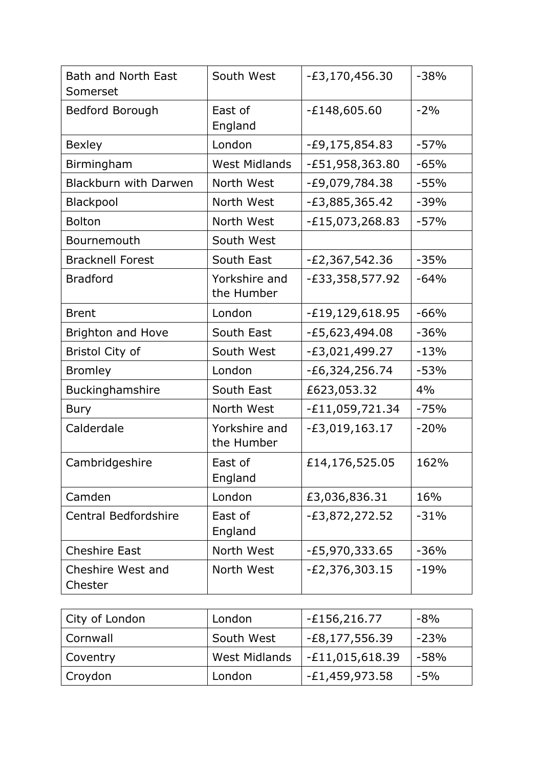| | | | |
|---|---|---|---|
| Bath and North East Somerset | South West | -£3,170,456.30 | -38% |
| Bedford Borough | East of England | -£148,605.60 | -2% |
| Bexley | London | -£9,175,854.83 | -57% |
| Birmingham | West Midlands | -£51,958,363.80 | -65% |
| Blackburn with Darwen | North West | -£9,079,784.38 | -55% |
| Blackpool | North West | -£3,885,365.42 | -39% |
| Bolton | North West | -£15,073,268.83 | -57% |
| Bournemouth | South West | | |
| Bracknell Forest | South East | -£2,367,542.36 | -35% |
| Bradford | Yorkshire and the Humber | -£33,358,577.92 | -64% |
| Brent | London | -£19,129,618.95 | -66% |
| Brighton and Hove | South East | -£5,623,494.08 | -36% |
| Bristol City of | South West | -£3,021,499.27 | -13% |
| Bromley | London | -£6,324,256.74 | -53% |
| Buckinghamshire | South East | £623,053.32 | 4% |
| Bury | North West | -£11,059,721.34 | -75% |
| Calderdale | Yorkshire and the Humber | -£3,019,163.17 | -20% |
| Cambridgeshire | East of England | £14,176,525.05 | 162% |
| Camden | London | £3,036,836.31 | 16% |
| Central Bedfordshire | East of England | -£3,872,272.52 | -31% |
| Cheshire East | North West | -£5,970,333.65 | -36% |
| Cheshire West and Chester | North West | -£2,376,303.15 | -19% |
| City of London | London | -£156,216.77 | -8% |
| Cornwall | South West | -£8,177,556.39 | -23% |
| Coventry | West Midlands | -£11,015,618.39 | -58% |
| Croydon | London | -£1,459,973.58 | -5% |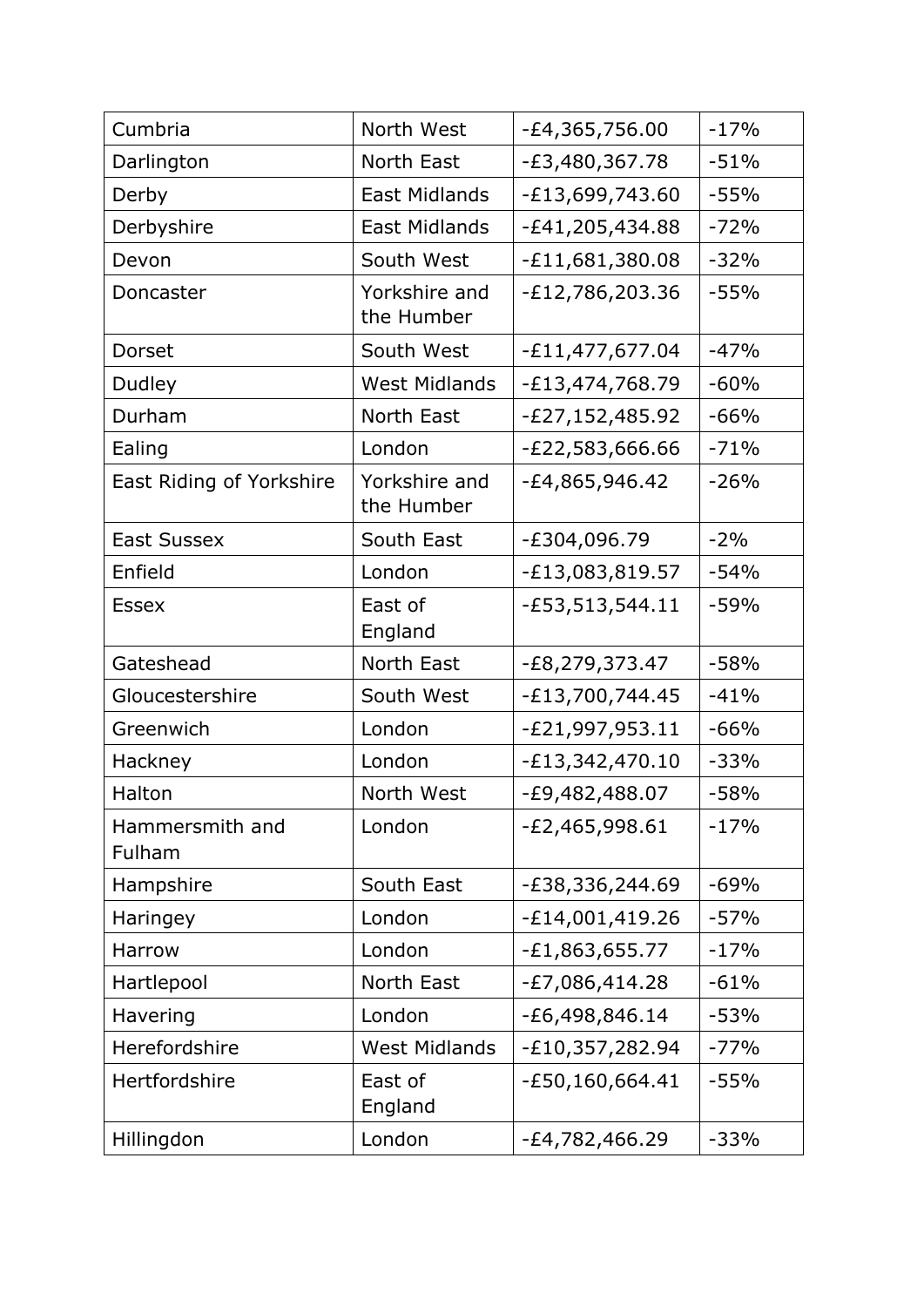| | | | |
|---|---|---|---|
| Cumbria | North West | -£4,365,756.00 | -17% |
| Darlington | North East | -£3,480,367.78 | -51% |
| Derby | East Midlands | -£13,699,743.60 | -55% |
| Derbyshire | East Midlands | -£41,205,434.88 | -72% |
| Devon | South West | -£11,681,380.08 | -32% |
| Doncaster | Yorkshire and the Humber | -£12,786,203.36 | -55% |
| Dorset | South West | -£11,477,677.04 | -47% |
| Dudley | West Midlands | -£13,474,768.79 | -60% |
| Durham | North East | -£27,152,485.92 | -66% |
| Ealing | London | -£22,583,666.66 | -71% |
| East Riding of Yorkshire | Yorkshire and the Humber | -£4,865,946.42 | -26% |
| East Sussex | South East | -£304,096.79 | -2% |
| Enfield | London | -£13,083,819.57 | -54% |
| Essex | East of England | -£53,513,544.11 | -59% |
| Gateshead | North East | -£8,279,373.47 | -58% |
| Gloucestershire | South West | -£13,700,744.45 | -41% |
| Greenwich | London | -£21,997,953.11 | -66% |
| Hackney | London | -£13,342,470.10 | -33% |
| Halton | North West | -£9,482,488.07 | -58% |
| Hammersmith and Fulham | London | -£2,465,998.61 | -17% |
| Hampshire | South East | -£38,336,244.69 | -69% |
| Haringey | London | -£14,001,419.26 | -57% |
| Harrow | London | -£1,863,655.77 | -17% |
| Hartlepool | North East | -£7,086,414.28 | -61% |
| Havering | London | -£6,498,846.14 | -53% |
| Herefordshire | West Midlands | -£10,357,282.94 | -77% |
| Hertfordshire | East of England | -£50,160,664.41 | -55% |
| Hillingdon | London | -£4,782,466.29 | -33% |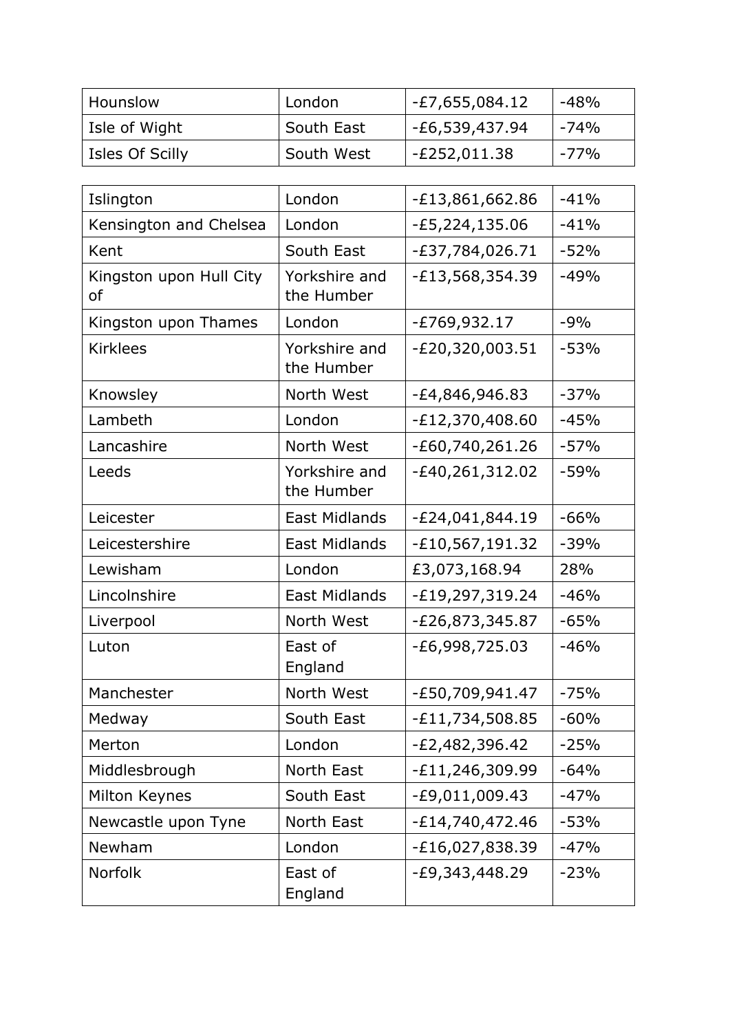| | | | |
|---|---|---|---|
| Hounslow | London | -£7,655,084.12 | -48% |
| Isle of Wight | South East | -£6,539,437.94 | -74% |
| Isles Of Scilly | South West | -£252,011.38 | -77% |
| Islington | London | -£13,861,662.86 | -41% |
| Kensington and Chelsea | London | -£5,224,135.06 | -41% |
| Kent | South East | -£37,784,026.71 | -52% |
| Kingston upon Hull City of | Yorkshire and the Humber | -£13,568,354.39 | -49% |
| Kingston upon Thames | London | -£769,932.17 | -9% |
| Kirklees | Yorkshire and the Humber | -£20,320,003.51 | -53% |
| Knowsley | North West | -£4,846,946.83 | -37% |
| Lambeth | London | -£12,370,408.60 | -45% |
| Lancashire | North West | -£60,740,261.26 | -57% |
| Leeds | Yorkshire and the Humber | -£40,261,312.02 | -59% |
| Leicester | East Midlands | -£24,041,844.19 | -66% |
| Leicestershire | East Midlands | -£10,567,191.32 | -39% |
| Lewisham | London | £3,073,168.94 | 28% |
| Lincolnshire | East Midlands | -£19,297,319.24 | -46% |
| Liverpool | North West | -£26,873,345.87 | -65% |
| Luton | East of England | -£6,998,725.03 | -46% |
| Manchester | North West | -£50,709,941.47 | -75% |
| Medway | South East | -£11,734,508.85 | -60% |
| Merton | London | -£2,482,396.42 | -25% |
| Middlesbrough | North East | -£11,246,309.99 | -64% |
| Milton Keynes | South East | -£9,011,009.43 | -47% |
| Newcastle upon Tyne | North East | -£14,740,472.46 | -53% |
| Newham | London | -£16,027,838.39 | -47% |
| Norfolk | East of England | -£9,343,448.29 | -23% |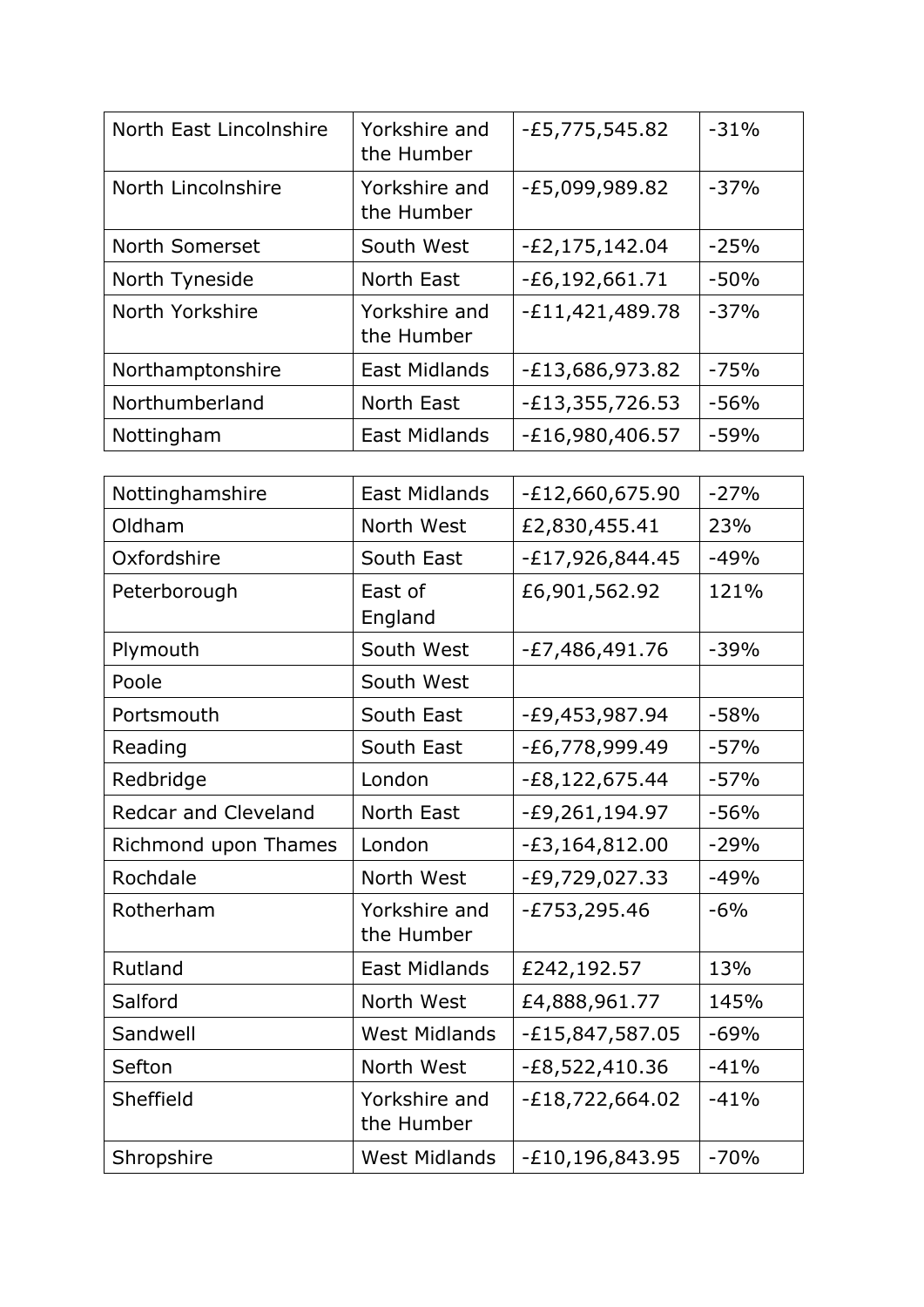| North East Lincolnshire | Yorkshire and the Humber | -£5,775,545.82 | -31% |
|---|---|---|---|
| North Lincolnshire | Yorkshire and the Humber | -£5,099,989.82 | -37% |
| North Somerset | South West | -£2,175,142.04 | -25% |
| North Tyneside | North East | -£6,192,661.71 | -50% |
| North Yorkshire | Yorkshire and the Humber | -£11,421,489.78 | -37% |
| Northamptonshire | East Midlands | -£13,686,973.82 | -75% |
| Northumberland | North East | -£13,355,726.53 | -56% |
| Nottingham | East Midlands | -£16,980,406.57 | -59% |
| Nottinghamshire | East Midlands | -£12,660,675.90 | -27% |
| Oldham | North West | £2,830,455.41 | 23% |
| Oxfordshire | South East | -£17,926,844.45 | -49% |
| Peterborough | East of England | £6,901,562.92 | 121% |
| Plymouth | South West | -£7,486,491.76 | -39% |
| Poole | South West | | |
| Portsmouth | South East | -£9,453,987.94 | -58% |
| Reading | South East | -£6,778,999.49 | -57% |
| Redbridge | London | -£8,122,675.44 | -57% |
| Redcar and Cleveland | North East | -£9,261,194.97 | -56% |
| Richmond upon Thames | London | -£3,164,812.00 | -29% |
| Rochdale | North West | -£9,729,027.33 | -49% |
| Rotherham | Yorkshire and the Humber | -£753,295.46 | -6% |
| Rutland | East Midlands | £242,192.57 | 13% |
| Salford | North West | £4,888,961.77 | 145% |
| Sandwell | West Midlands | -£15,847,587.05 | -69% |
| Sefton | North West | -£8,522,410.36 | -41% |
| Sheffield | Yorkshire and the Humber | -£18,722,664.02 | -41% |
| Shropshire | West Midlands | -£10,196,843.95 | -70% |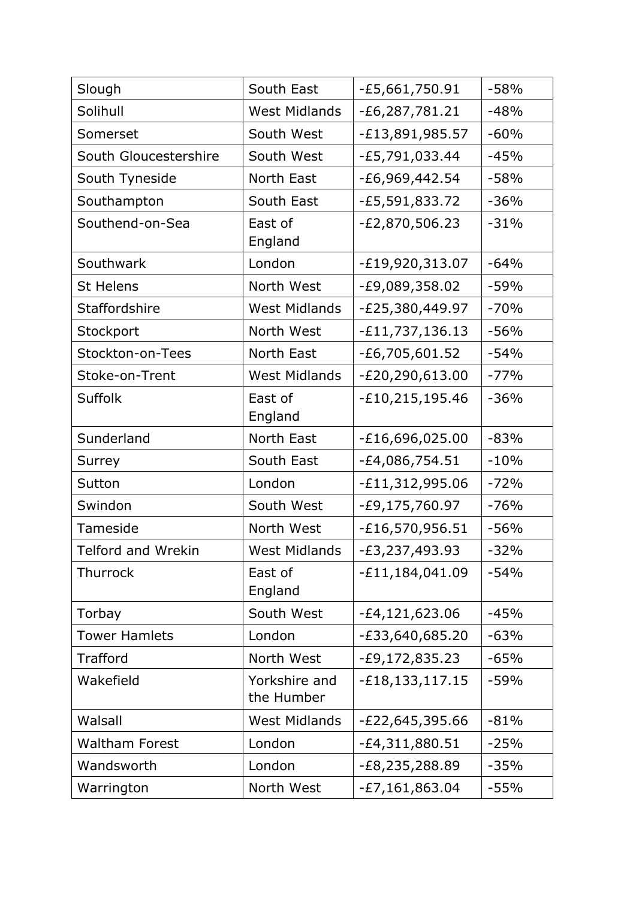| | | | |
|---|---|---|---|
| Slough | South East | -£5,661,750.91 | -58% |
| Solihull | West Midlands | -£6,287,781.21 | -48% |
| Somerset | South West | -£13,891,985.57 | -60% |
| South Gloucestershire | South West | -£5,791,033.44 | -45% |
| South Tyneside | North East | -£6,969,442.54 | -58% |
| Southampton | South East | -£5,591,833.72 | -36% |
| Southend-on-Sea | East of England | -£2,870,506.23 | -31% |
| Southwark | London | -£19,920,313.07 | -64% |
| St Helens | North West | -£9,089,358.02 | -59% |
| Staffordshire | West Midlands | -£25,380,449.97 | -70% |
| Stockport | North West | -£11,737,136.13 | -56% |
| Stockton-on-Tees | North East | -£6,705,601.52 | -54% |
| Stoke-on-Trent | West Midlands | -£20,290,613.00 | -77% |
| Suffolk | East of England | -£10,215,195.46 | -36% |
| Sunderland | North East | -£16,696,025.00 | -83% |
| Surrey | South East | -£4,086,754.51 | -10% |
| Sutton | London | -£11,312,995.06 | -72% |
| Swindon | South West | -£9,175,760.97 | -76% |
| Tameside | North West | -£16,570,956.51 | -56% |
| Telford and Wrekin | West Midlands | -£3,237,493.93 | -32% |
| Thurrock | East of England | -£11,184,041.09 | -54% |
| Torbay | South West | -£4,121,623.06 | -45% |
| Tower Hamlets | London | -£33,640,685.20 | -63% |
| Trafford | North West | -£9,172,835.23 | -65% |
| Wakefield | Yorkshire and the Humber | -£18,133,117.15 | -59% |
| Walsall | West Midlands | -£22,645,395.66 | -81% |
| Waltham Forest | London | -£4,311,880.51 | -25% |
| Wandsworth | London | -£8,235,288.89 | -35% |
| Warrington | North West | -£7,161,863.04 | -55% |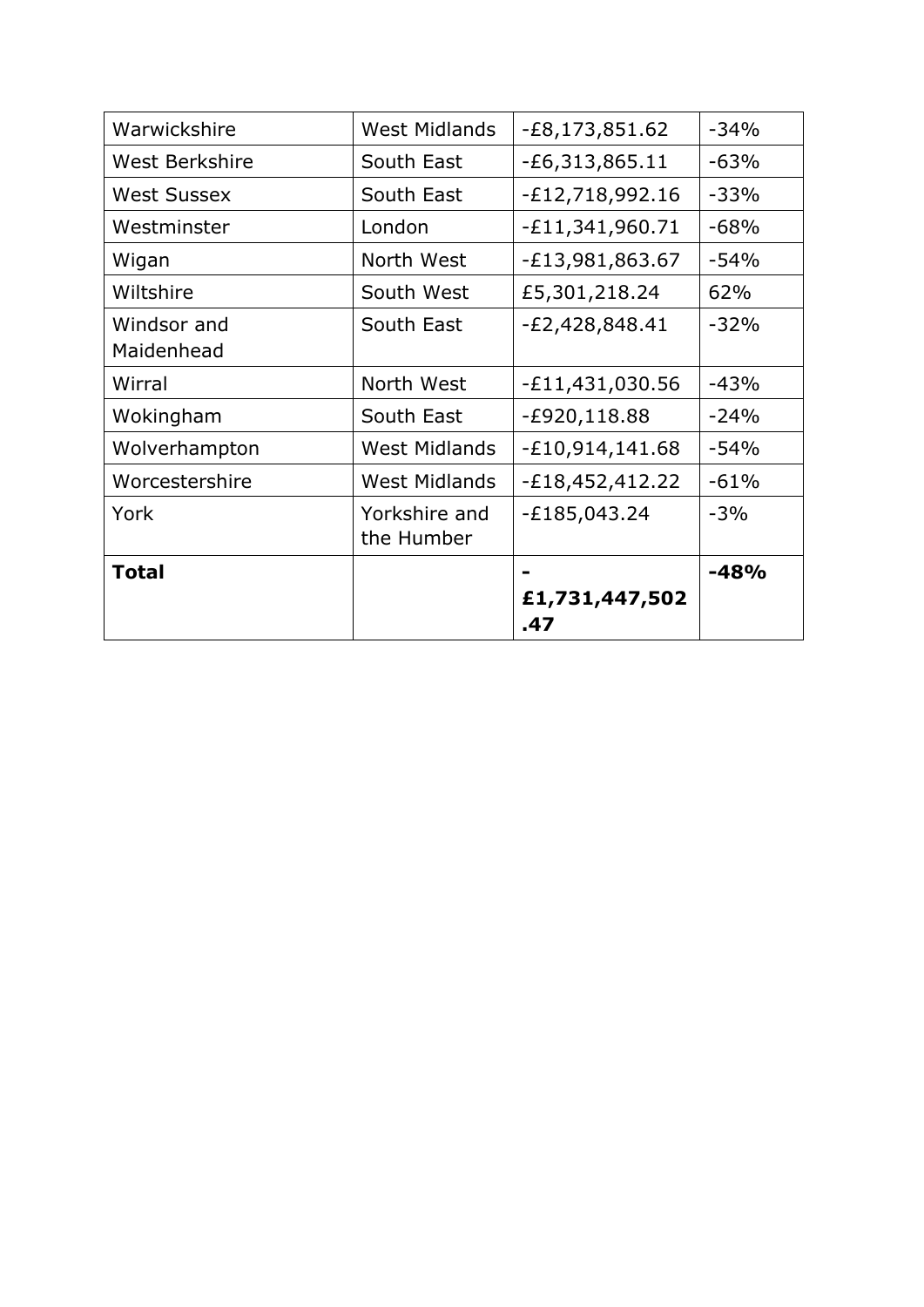| | | | |
|---|---|---|---|
| Warwickshire | West Midlands | -£8,173,851.62 | -34% |
| West Berkshire | South East | -£6,313,865.11 | -63% |
| West Sussex | South East | -£12,718,992.16 | -33% |
| Westminster | London | -£11,341,960.71 | -68% |
| Wigan | North West | -£13,981,863.67 | -54% |
| Wiltshire | South West | £5,301,218.24 | 62% |
| Windsor and Maidenhead | South East | -£2,428,848.41 | -32% |
| Wirral | North West | -£11,431,030.56 | -43% |
| Wokingham | South East | -£920,118.88 | -24% |
| Wolverhampton | West Midlands | -£10,914,141.68 | -54% |
| Worcestershire | West Midlands | -£18,452,412.22 | -61% |
| York | Yorkshire and the Humber | -£185,043.24 | -3% |
| **Total** | | **-£1,731,447,502.47** | **-48%** |